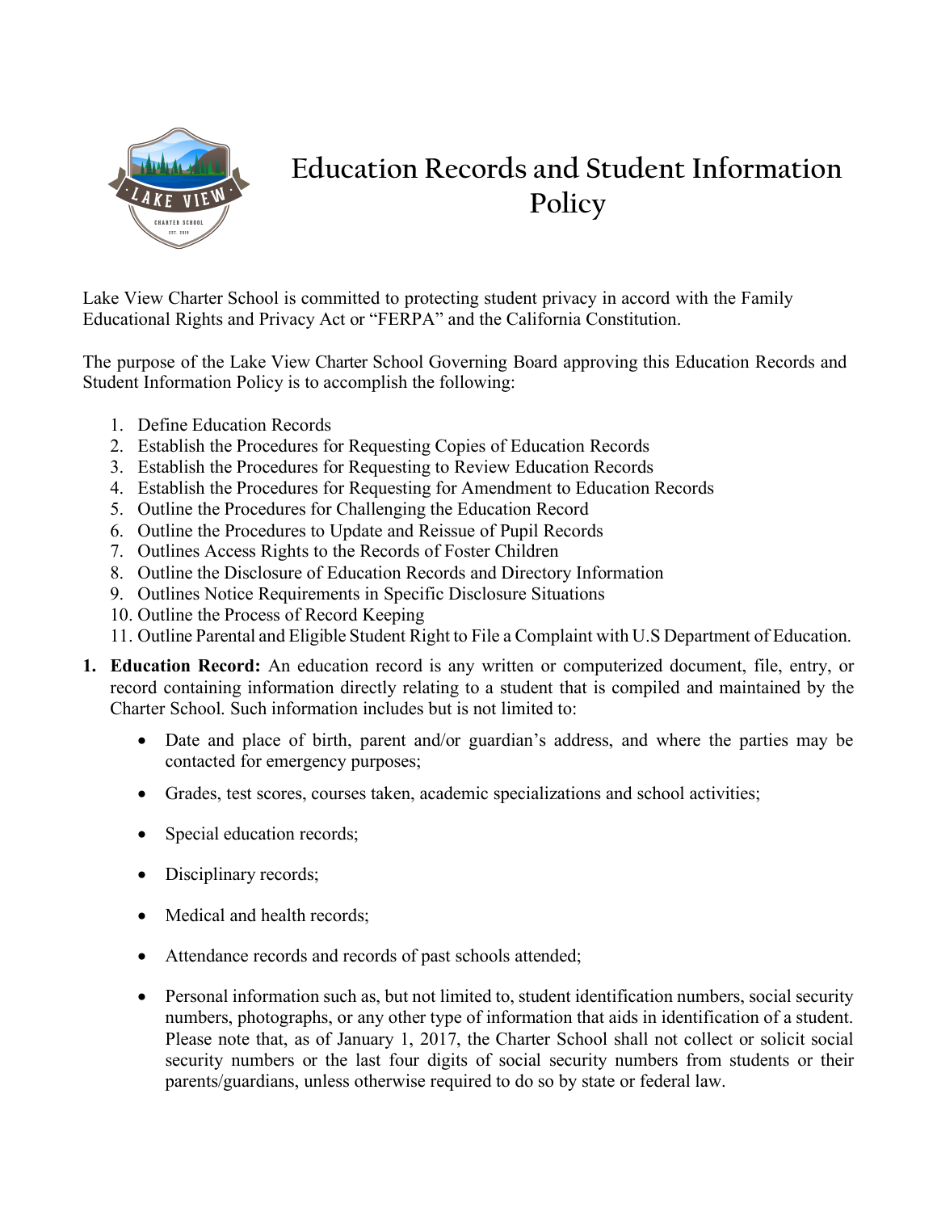# Education Records and Student Information Policy

Lake View Charter School is committed to protecting student privacy in accord with the Family Educational Rights and Privacy Act or "FERPA" and the California Constitution.

The purpose of the Lake View Charter School Governing Board approving this Education Records and Student Information Policy is to accomplish the following:

1. Define Education Records
2. Establish the Procedures for Requesting Copies of Education Records
3. Establish the Procedures for Requesting to Review Education Records
4. Establish the Procedures for Requesting for Amendment to Education Records
5. Outline the Procedures for Challenging the Education Record
6. Outline the Procedures to Update and Reissue of Pupil Records
7. Outlines Access Rights to the Records of Foster Children
8. Outline the Disclosure of Education Records and Directory Information
9. Outlines Notice Requirements in Specific Disclosure Situations
10. Outline the Process of Record Keeping
11. Outline Parental and Eligible Student Right to File a Complaint with U.S Department of Education.

1. **Education Record:** An education record is any written or computerized document, file, entry, or record containing information directly relating to a student that is compiled and maintained by the Charter School. Such information includes but is not limited to:

   - Date and place of birth, parent and/or guardian's address, and where the parties may be contacted for emergency purposes;
   - Grades, test scores, courses taken, academic specializations and school activities;
   - Special education records;
   - Disciplinary records;
   - Medical and health records;
   - Attendance records and records of past schools attended;
   - Personal information such as, but not limited to, student identification numbers, social security numbers, photographs, or any other type of information that aids in identification of a student. Please note that, as of January 1, 2017, the Charter School shall not collect or solicit social security numbers or the last four digits of social security numbers from students or their parents/guardians, unless otherwise required to do so by state or federal law.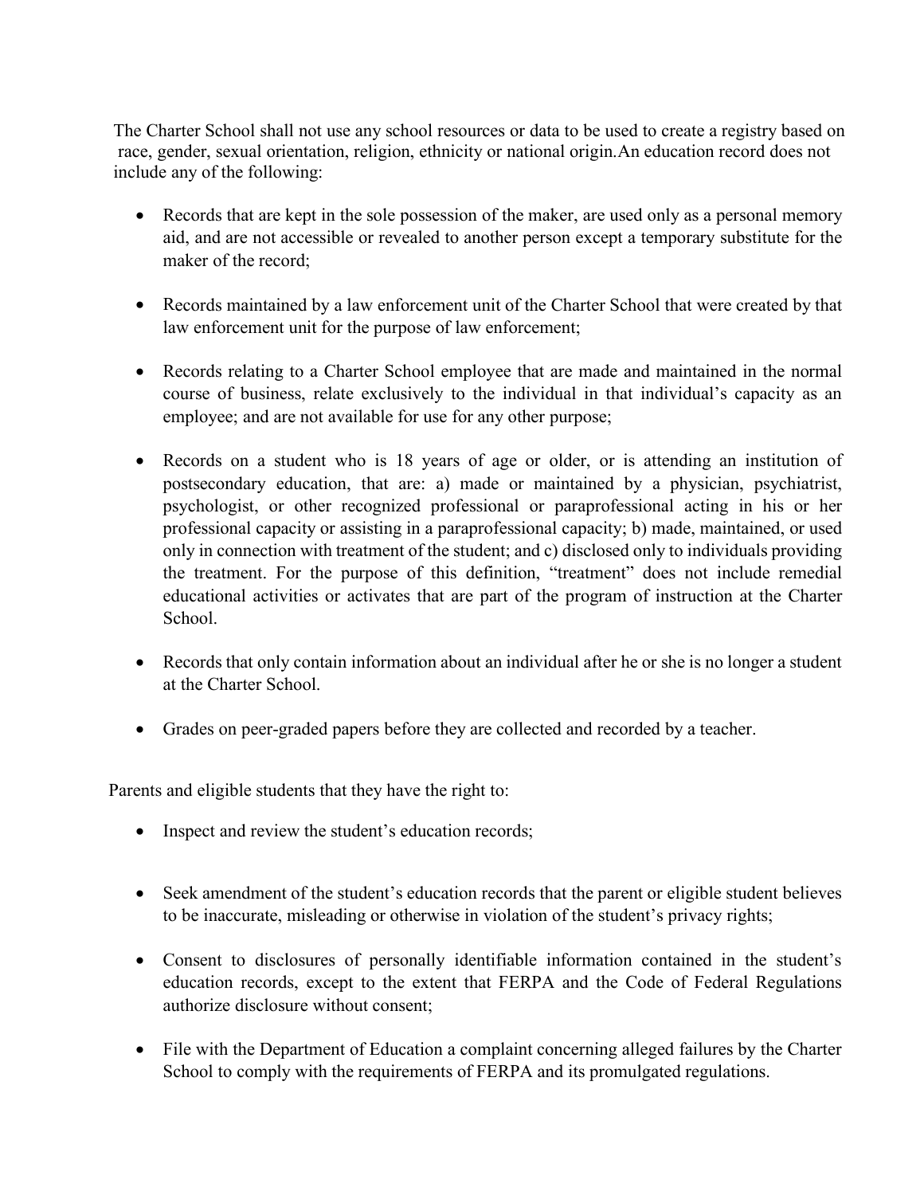The Charter School shall not use any school resources or data to be used to create a registry based on race, gender, sexual orientation, religion, ethnicity or national origin.An education record does not include any of the following:

- Records that are kept in the sole possession of the maker, are used only as a personal memory aid, and are not accessible or revealed to another person except a temporary substitute for the maker of the record;
- Records maintained by a law enforcement unit of the Charter School that were created by that law enforcement unit for the purpose of law enforcement;
- Records relating to a Charter School employee that are made and maintained in the normal course of business, relate exclusively to the individual in that individual's capacity as an employee; and are not available for use for any other purpose;
- Records on a student who is 18 years of age or older, or is attending an institution of postsecondary education, that are: a) made or maintained by a physician, psychiatrist, psychologist, or other recognized professional or paraprofessional acting in his or her professional capacity or assisting in a paraprofessional capacity; b) made, maintained, or used only in connection with treatment of the student; and c) disclosed only to individuals providing the treatment. For the purpose of this definition, "treatment" does not include remedial educational activities or activates that are part of the program of instruction at the Charter School.
- Records that only contain information about an individual after he or she is no longer a student at the Charter School.
- Grades on peer-graded papers before they are collected and recorded by a teacher.

Parents and eligible students that they have the right to:

- Inspect and review the student's education records;
- Seek amendment of the student's education records that the parent or eligible student believes to be inaccurate, misleading or otherwise in violation of the student's privacy rights;
- Consent to disclosures of personally identifiable information contained in the student's education records, except to the extent that FERPA and the Code of Federal Regulations authorize disclosure without consent;
- File with the Department of Education a complaint concerning alleged failures by the Charter School to comply with the requirements of FERPA and its promulgated regulations.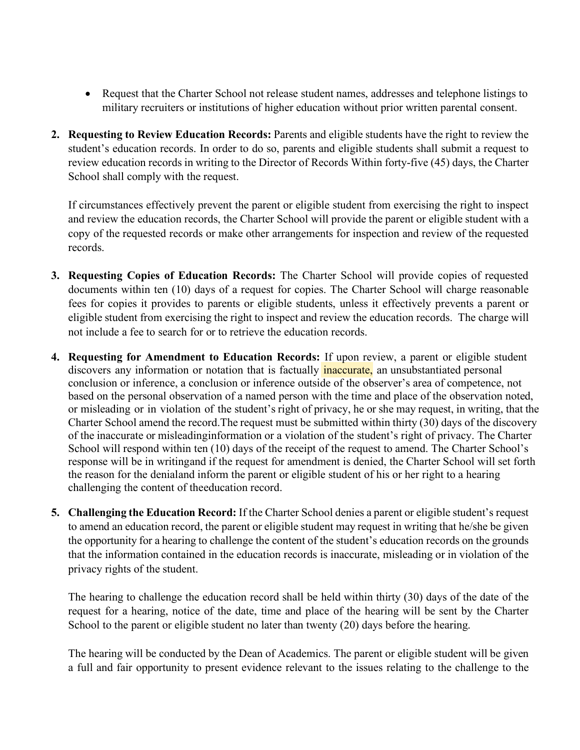- Request that the Charter School not release student names, addresses and telephone listings to military recruiters or institutions of higher education without prior written parental consent.

2. **Requesting to Review Education Records:** Parents and eligible students have the right to review the student's education records. In order to do so, parents and eligible students shall submit a request to review education records in writing to the Director of Records Within forty-five (45) days, the Charter School shall comply with the request.

   If circumstances effectively prevent the parent or eligible student from exercising the right to inspect and review the education records, the Charter School will provide the parent or eligible student with a copy of the requested records or make other arrangements for inspection and review of the requested records.

3. **Requesting Copies of Education Records:** The Charter School will provide copies of requested documents within ten (10) days of a request for copies. The Charter School will charge reasonable fees for copies it provides to parents or eligible students, unless it effectively prevents a parent or eligible student from exercising the right to inspect and review the education records. The charge will not include a fee to search for or to retrieve the education records.

4. **Requesting for Amendment to Education Records:** If upon review, a parent or eligible student discovers any information or notation that is factually inaccurate, an unsubstantiated personal conclusion or inference, a conclusion or inference outside of the observer's area of competence, not based on the personal observation of a named person with the time and place of the observation noted, or misleading or in violation of the student's right of privacy, he or she may request, in writing, that the Charter School amend the record.The request must be submitted within thirty (30) days of the discovery of the inaccurate or misleadinginformation or a violation of the student's right of privacy. The Charter School will respond within ten (10) days of the receipt of the request to amend. The Charter School's response will be in writingand if the request for amendment is denied, the Charter School will set forth the reason for the denialand inform the parent or eligible student of his or her right to a hearing challenging the content of theeducation record.

5. **Challenging the Education Record:** If the Charter School denies a parent or eligible student's request to amend an education record, the parent or eligible student may request in writing that he/she be given the opportunity for a hearing to challenge the content of the student's education records on the grounds that the information contained in the education records is inaccurate, misleading or in violation of the privacy rights of the student.

   The hearing to challenge the education record shall be held within thirty (30) days of the date of the request for a hearing, notice of the date, time and place of the hearing will be sent by the Charter School to the parent or eligible student no later than twenty (20) days before the hearing.

   The hearing will be conducted by the Dean of Academics. The parent or eligible student will be given a full and fair opportunity to present evidence relevant to the issues relating to the challenge to the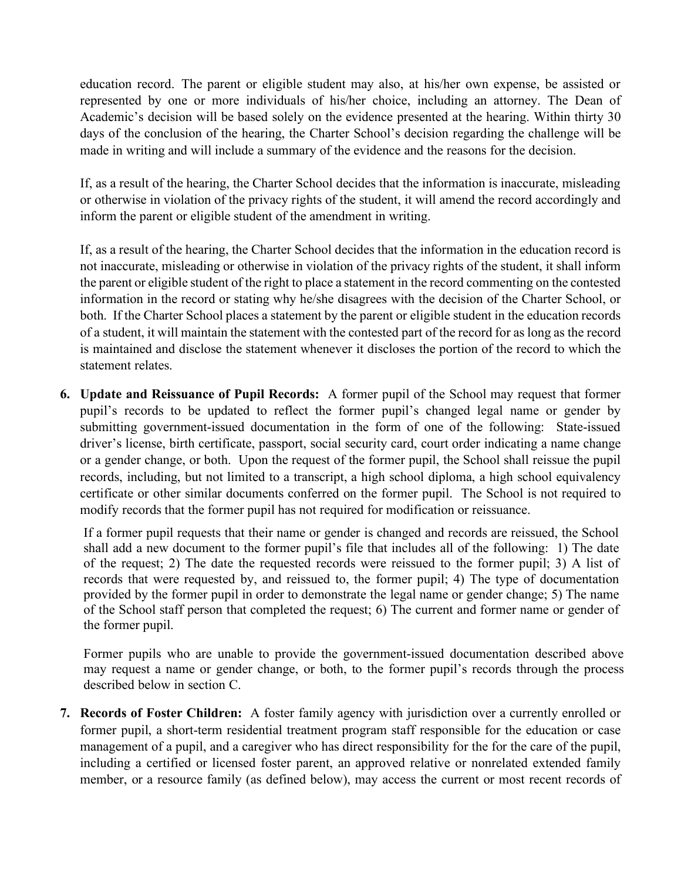education record. The parent or eligible student may also, at his/her own expense, be assisted or represented by one or more individuals of his/her choice, including an attorney. The Dean of Academic's decision will be based solely on the evidence presented at the hearing. Within thirty 30 days of the conclusion of the hearing, the Charter School's decision regarding the challenge will be made in writing and will include a summary of the evidence and the reasons for the decision.

If, as a result of the hearing, the Charter School decides that the information is inaccurate, misleading or otherwise in violation of the privacy rights of the student, it will amend the record accordingly and inform the parent or eligible student of the amendment in writing.

If, as a result of the hearing, the Charter School decides that the information in the education record is not inaccurate, misleading or otherwise in violation of the privacy rights of the student, it shall inform the parent or eligible student of the right to place a statement in the record commenting on the contested information in the record or stating why he/she disagrees with the decision of the Charter School, or both. If the Charter School places a statement by the parent or eligible student in the education records of a student, it will maintain the statement with the contested part of the record for as long as the record is maintained and disclose the statement whenever it discloses the portion of the record to which the statement relates.

6. **Update and Reissuance of Pupil Records:** A former pupil of the School may request that former pupil's records to be updated to reflect the former pupil's changed legal name or gender by submitting government-issued documentation in the form of one of the following: State-issued driver's license, birth certificate, passport, social security card, court order indicating a name change or a gender change, or both. Upon the request of the former pupil, the School shall reissue the pupil records, including, but not limited to a transcript, a high school diploma, a high school equivalency certificate or other similar documents conferred on the former pupil. The School is not required to modify records that the former pupil has not required for modification or reissuance.

   If a former pupil requests that their name or gender is changed and records are reissued, the School shall add a new document to the former pupil's file that includes all of the following: 1) The date of the request; 2) The date the requested records were reissued to the former pupil; 3) A list of records that were requested by, and reissued to, the former pupil; 4) The type of documentation provided by the former pupil in order to demonstrate the legal name or gender change; 5) The name of the School staff person that completed the request; 6) The current and former name or gender of the former pupil.

   Former pupils who are unable to provide the government-issued documentation described above may request a name or gender change, or both, to the former pupil's records through the process described below in section C.

7. **Records of Foster Children:** A foster family agency with jurisdiction over a currently enrolled or former pupil, a short-term residential treatment program staff responsible for the education or case management of a pupil, and a caregiver who has direct responsibility for the for the care of the pupil, including a certified or licensed foster parent, an approved relative or nonrelated extended family member, or a resource family (as defined below), may access the current or most recent records of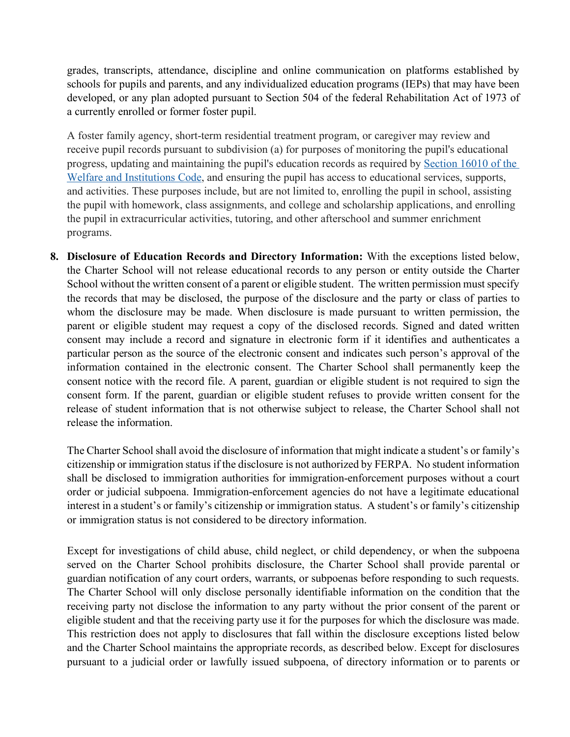grades, transcripts, attendance, discipline and online communication on platforms established by schools for pupils and parents, and any individualized education programs (IEPs) that may have been developed, or any plan adopted pursuant to Section 504 of the federal Rehabilitation Act of 1973 of a currently enrolled or former foster pupil.

A foster family agency, short-term residential treatment program, or caregiver may review and receive pupil records pursuant to subdivision (a) for purposes of monitoring the pupil's educational progress, updating and maintaining the pupil's education records as required by [Section 16010 of the Welfare and Institutions Code](), and ensuring the pupil has access to educational services, supports, and activities. These purposes include, but are not limited to, enrolling the pupil in school, assisting the pupil with homework, class assignments, and college and scholarship applications, and enrolling the pupil in extracurricular activities, tutoring, and other afterschool and summer enrichment programs.

8. **Disclosure of Education Records and Directory Information:** With the exceptions listed below, the Charter School will not release educational records to any person or entity outside the Charter School without the written consent of a parent or eligible student. The written permission must specify the records that may be disclosed, the purpose of the disclosure and the party or class of parties to whom the disclosure may be made. When disclosure is made pursuant to written permission, the parent or eligible student may request a copy of the disclosed records. Signed and dated written consent may include a record and signature in electronic form if it identifies and authenticates a particular person as the source of the electronic consent and indicates such person's approval of the information contained in the electronic consent. The Charter School shall permanently keep the consent notice with the record file. A parent, guardian or eligible student is not required to sign the consent form. If the parent, guardian or eligible student refuses to provide written consent for the release of student information that is not otherwise subject to release, the Charter School shall not release the information.

   The Charter School shall avoid the disclosure of information that might indicate a student's or family's citizenship or immigration status if the disclosure is not authorized by FERPA. No student information shall be disclosed to immigration authorities for immigration-enforcement purposes without a court order or judicial subpoena. Immigration-enforcement agencies do not have a legitimate educational interest in a student's or family's citizenship or immigration status. A student's or family's citizenship or immigration status is not considered to be directory information.

   Except for investigations of child abuse, child neglect, or child dependency, or when the subpoena served on the Charter School prohibits disclosure, the Charter School shall provide parental or guardian notification of any court orders, warrants, or subpoenas before responding to such requests. The Charter School will only disclose personally identifiable information on the condition that the receiving party not disclose the information to any party without the prior consent of the parent or eligible student and that the receiving party use it for the purposes for which the disclosure was made. This restriction does not apply to disclosures that fall within the disclosure exceptions listed below and the Charter School maintains the appropriate records, as described below. Except for disclosures pursuant to a judicial order or lawfully issued subpoena, of directory information or to parents or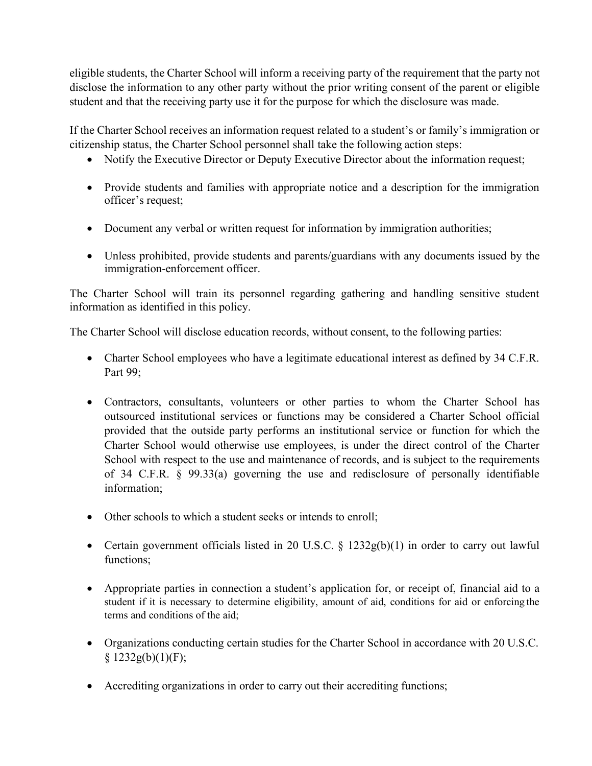eligible students, the Charter School will inform a receiving party of the requirement that the party not disclose the information to any other party without the prior writing consent of the parent or eligible student and that the receiving party use it for the purpose for which the disclosure was made.

If the Charter School receives an information request related to a student's or family's immigration or citizenship status, the Charter School personnel shall take the following action steps:

- Notify the Executive Director or Deputy Executive Director about the information request;
- Provide students and families with appropriate notice and a description for the immigration officer's request;
- Document any verbal or written request for information by immigration authorities;
- Unless prohibited, provide students and parents/guardians with any documents issued by the immigration-enforcement officer.

The Charter School will train its personnel regarding gathering and handling sensitive student information as identified in this policy.

The Charter School will disclose education records, without consent, to the following parties:

- Charter School employees who have a legitimate educational interest as defined by 34 C.F.R. Part 99;
- Contractors, consultants, volunteers or other parties to whom the Charter School has outsourced institutional services or functions may be considered a Charter School official provided that the outside party performs an institutional service or function for which the Charter School would otherwise use employees, is under the direct control of the Charter School with respect to the use and maintenance of records, and is subject to the requirements of 34 C.F.R. § 99.33(a) governing the use and redisclosure of personally identifiable information;
- Other schools to which a student seeks or intends to enroll;
- Certain government officials listed in 20 U.S.C. § 1232g(b)(1) in order to carry out lawful functions;
- Appropriate parties in connection a student's application for, or receipt of, financial aid to a student if it is necessary to determine eligibility, amount of aid, conditions for aid or enforcing the terms and conditions of the aid;
- Organizations conducting certain studies for the Charter School in accordance with 20 U.S.C. § 1232g(b)(1)(F);
- Accrediting organizations in order to carry out their accrediting functions;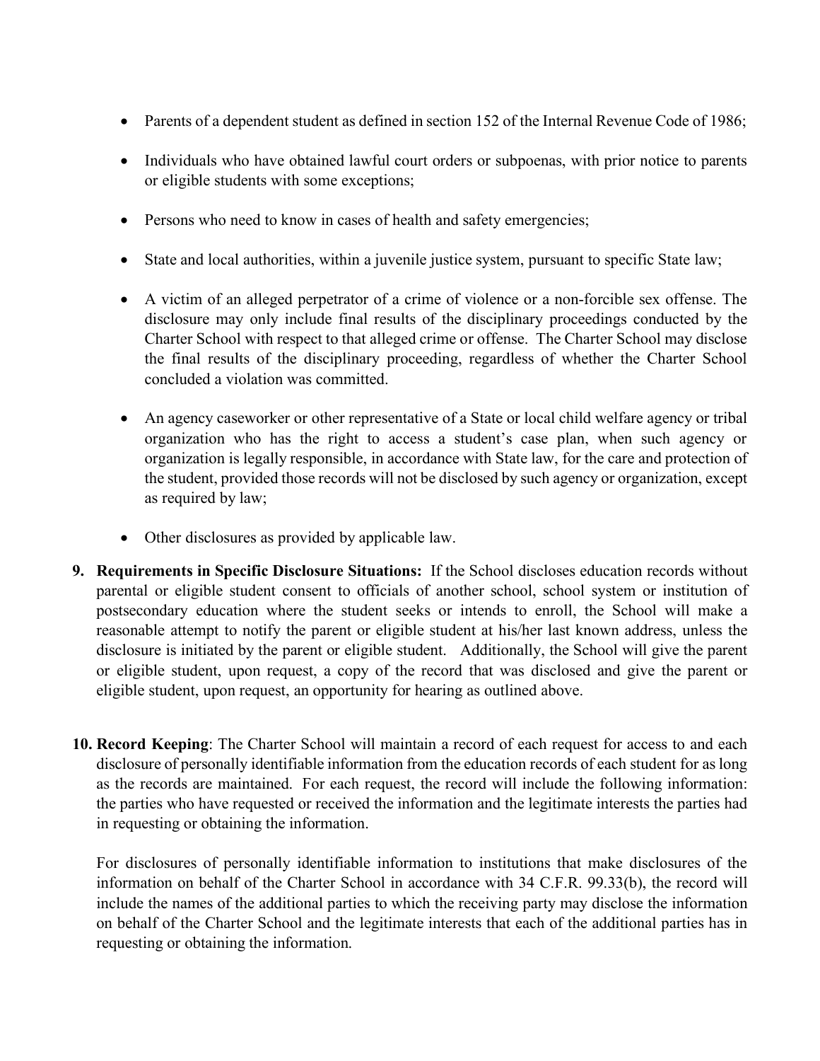- Parents of a dependent student as defined in section 152 of the Internal Revenue Code of 1986;
- Individuals who have obtained lawful court orders or subpoenas, with prior notice to parents or eligible students with some exceptions;
- Persons who need to know in cases of health and safety emergencies;
- State and local authorities, within a juvenile justice system, pursuant to specific State law;
- A victim of an alleged perpetrator of a crime of violence or a non-forcible sex offense. The disclosure may only include final results of the disciplinary proceedings conducted by the Charter School with respect to that alleged crime or offense. The Charter School may disclose the final results of the disciplinary proceeding, regardless of whether the Charter School concluded a violation was committed.
- An agency caseworker or other representative of a State or local child welfare agency or tribal organization who has the right to access a student's case plan, when such agency or organization is legally responsible, in accordance with State law, for the care and protection of the student, provided those records will not be disclosed by such agency or organization, except as required by law;
- Other disclosures as provided by applicable law.

9. **Requirements in Specific Disclosure Situations:** If the School discloses education records without parental or eligible student consent to officials of another school, school system or institution of postsecondary education where the student seeks or intends to enroll, the School will make a reasonable attempt to notify the parent or eligible student at his/her last known address, unless the disclosure is initiated by the parent or eligible student. Additionally, the School will give the parent or eligible student, upon request, a copy of the record that was disclosed and give the parent or eligible student, upon request, an opportunity for hearing as outlined above.

10. **Record Keeping**: The Charter School will maintain a record of each request for access to and each disclosure of personally identifiable information from the education records of each student for as long as the records are maintained. For each request, the record will include the following information: the parties who have requested or received the information and the legitimate interests the parties had in requesting or obtaining the information.

    For disclosures of personally identifiable information to institutions that make disclosures of the information on behalf of the Charter School in accordance with 34 C.F.R. 99.33(b), the record will include the names of the additional parties to which the receiving party may disclose the information on behalf of the Charter School and the legitimate interests that each of the additional parties has in requesting or obtaining the information.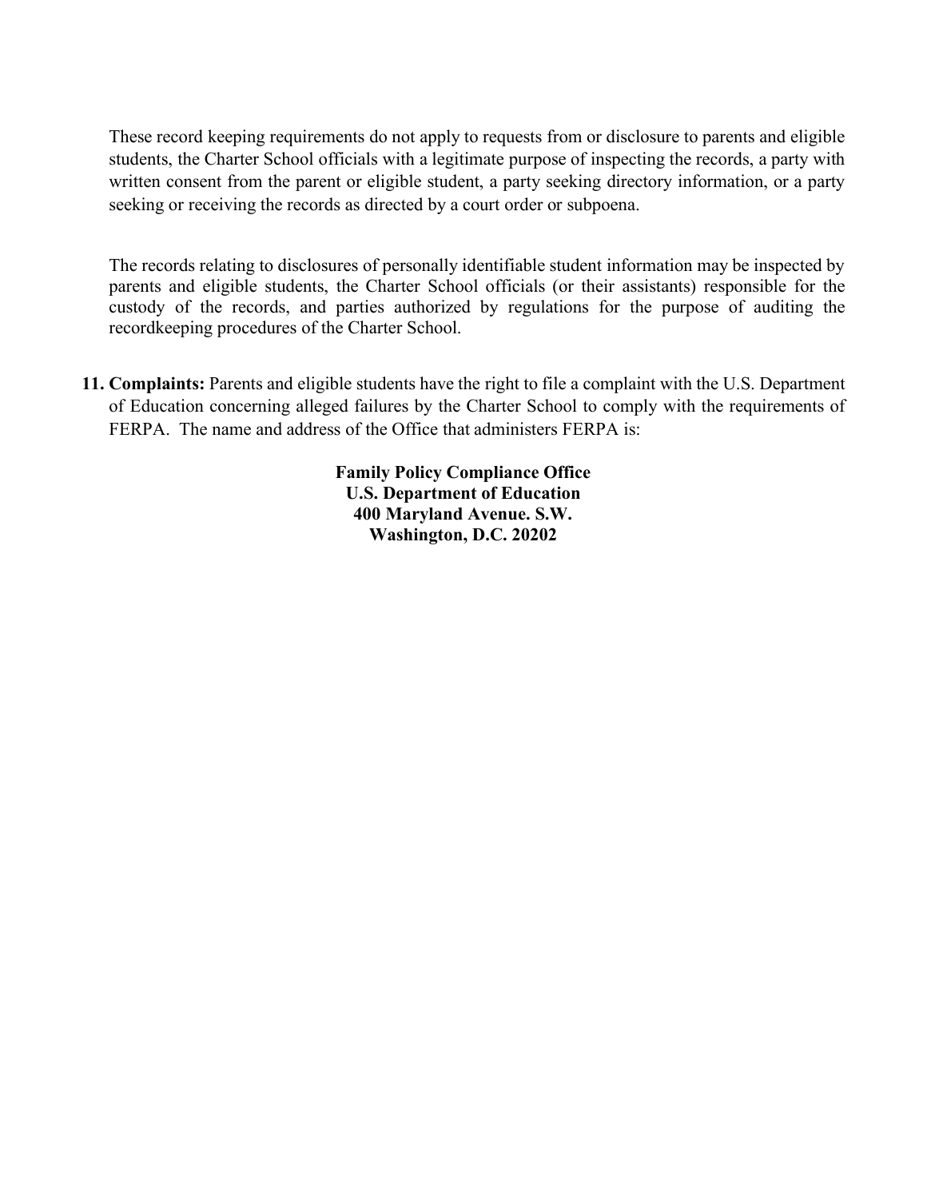These record keeping requirements do not apply to requests from or disclosure to parents and eligible students, the Charter School officials with a legitimate purpose of inspecting the records, a party with written consent from the parent or eligible student, a party seeking directory information, or a party seeking or receiving the records as directed by a court order or subpoena.

The records relating to disclosures of personally identifiable student information may be inspected by parents and eligible students, the Charter School officials (or their assistants) responsible for the custody of the records, and parties authorized by regulations for the purpose of auditing the recordkeeping procedures of the Charter School.

11. **Complaints:** Parents and eligible students have the right to file a complaint with the U.S. Department of Education concerning alleged failures by the Charter School to comply with the requirements of FERPA. The name and address of the Office that administers FERPA is:

**Family Policy Compliance Office**
**U.S. Department of Education**
**400 Maryland Avenue. S.W.**
**Washington, D.C. 20202**